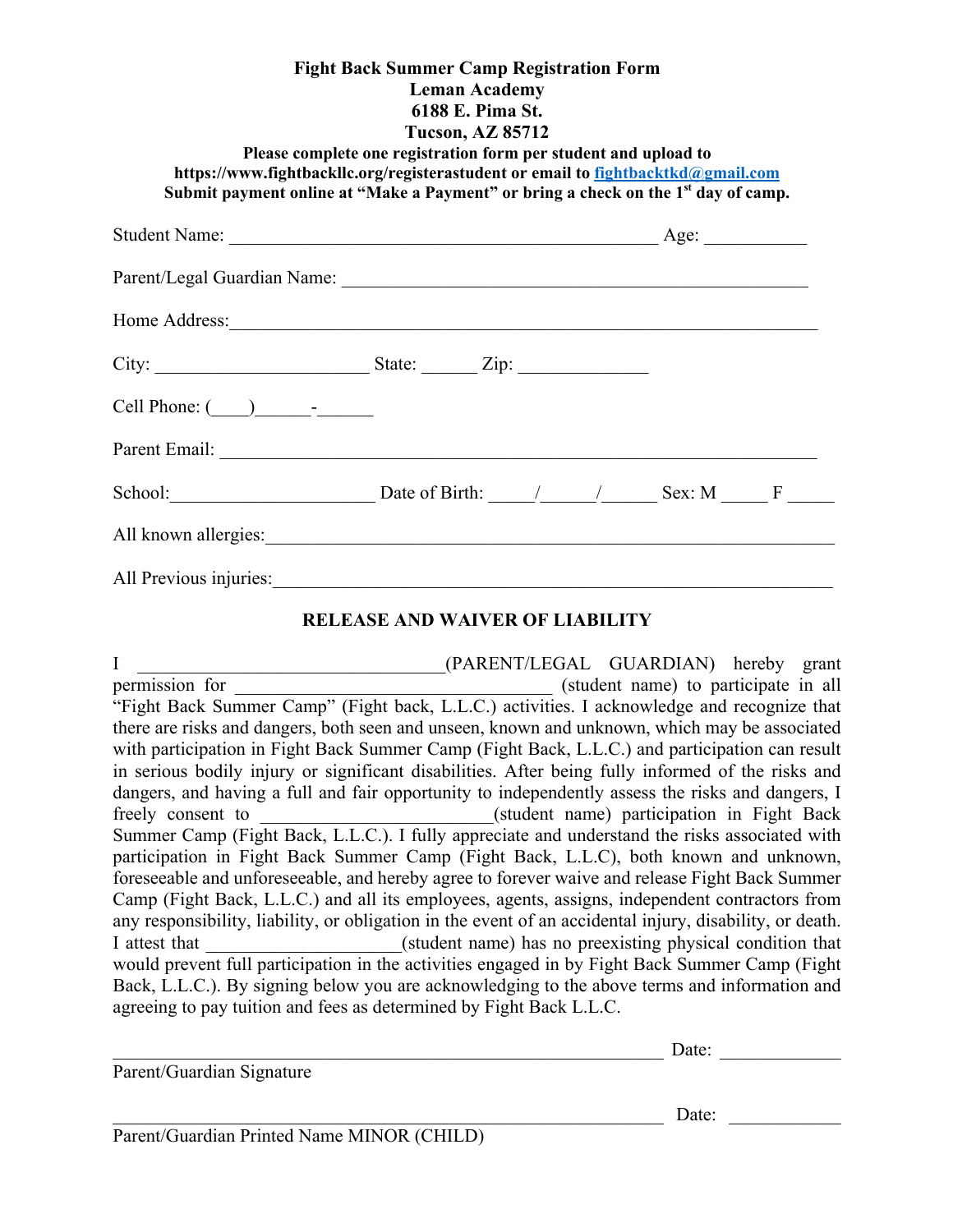**Fight Back Summer Camp Registration Form**
**Leman Academy**
**6188 E. Pima St.**
**Tucson, AZ 85712**

**Please complete one registration form per student and upload to https://www.fightbackllc.org/registerastudent or email to fightbacktkd@gmail.com**
**Submit payment online at "Make a Payment" or bring a check on the 1st day of camp.**

Student Name: _______________________________________________ Age: ___________

Parent/Legal Guardian Name: ___________________________________________________

Home Address:_____________________________________________________________

City: _______________________ State: ______ Zip: ______________

Cell Phone: (____)______-______

Parent Email: ______________________________________________________________

School:______________________ Date of Birth: _____/______/______ Sex: M _____ F _____

All known allergies:___________________________________________________________

All Previous injuries:__________________________________________________________

## RELEASE AND WAIVER OF LIABILITY

I __________________________________(PARENT/LEGAL GUARDIAN) hereby grant permission for __________________________________ (student name) to participate in all "Fight Back Summer Camp" (Fight back, L.L.C.) activities. I acknowledge and recognize that there are risks and dangers, both seen and unseen, known and unknown, which may be associated with participation in Fight Back Summer Camp (Fight Back, L.L.C.) and participation can result in serious bodily injury or significant disabilities. After being fully informed of the risks and dangers, and having a full and fair opportunity to independently assess the risks and dangers, I freely consent to ________________________(student name) participation in Fight Back Summer Camp (Fight Back, L.L.C.). I fully appreciate and understand the risks associated with participation in Fight Back Summer Camp (Fight Back, L.L.C), both known and unknown, foreseeable and unforeseeable, and hereby agree to forever waive and release Fight Back Summer Camp (Fight Back, L.L.C.) and all its employees, agents, assigns, independent contractors from any responsibility, liability, or obligation in the event of an accidental injury, disability, or death. I attest that ____________________(student name) has no preexisting physical condition that would prevent full participation in the activities engaged in by Fight Back Summer Camp (Fight Back, L.L.C.). By signing below you are acknowledging to the above terms and information and agreeing to pay tuition and fees as determined by Fight Back L.L.C.

___________________________________________________________ Date: _____________
Parent/Guardian Signature

___________________________________________________________ Date: ____________
Parent/Guardian Printed Name MINOR (CHILD)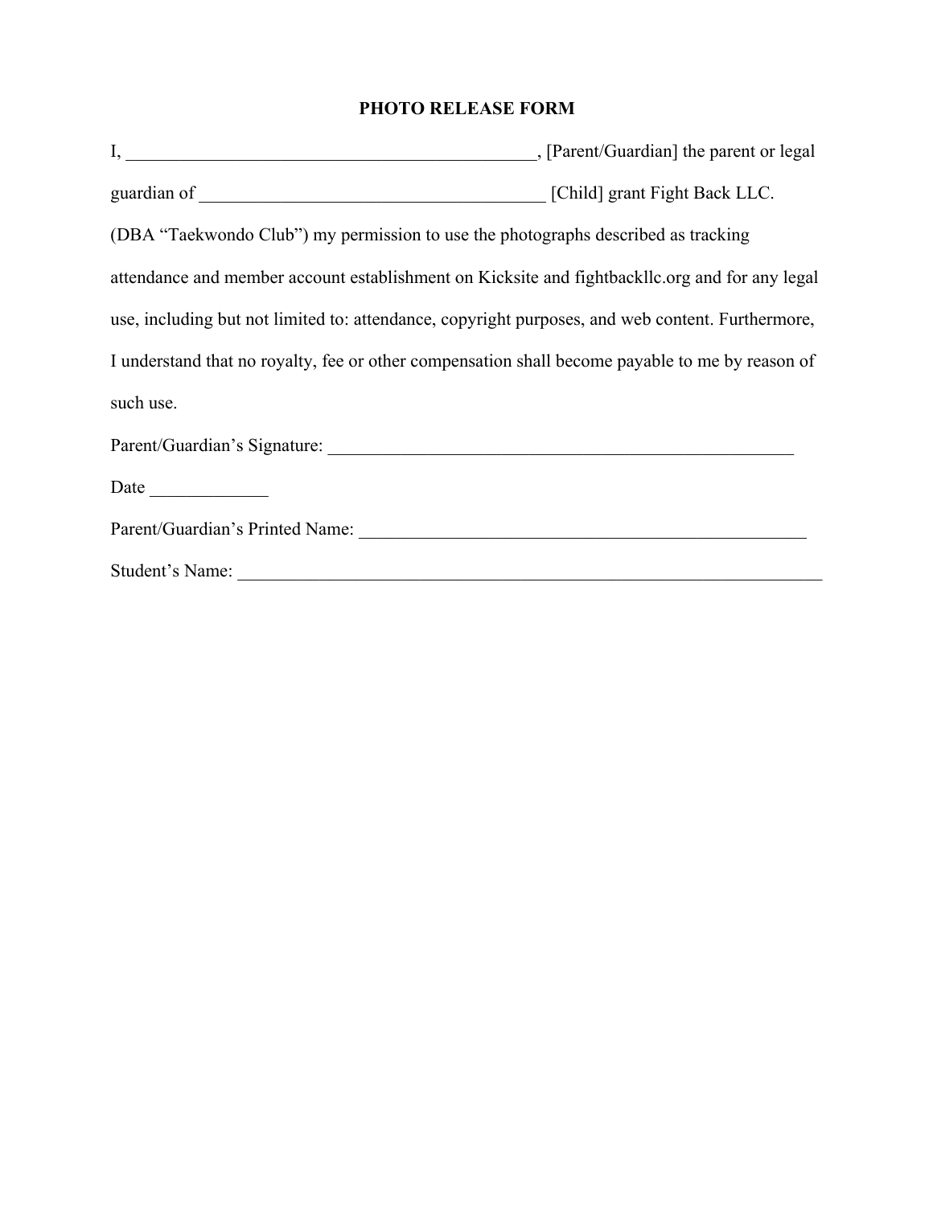# PHOTO RELEASE FORM

I, _______________________________________________, [Parent/Guardian] the parent or legal guardian of ________________________________________ [Child] grant Fight Back LLC. (DBA "Taekwondo Club") my permission to use the photographs described as tracking attendance and member account establishment on Kicksite and fightbackllc.org and for any legal use, including but not limited to: attendance, copyright purposes, and web content. Furthermore, I understand that no royalty, fee or other compensation shall become payable to me by reason of such use.

Parent/Guardian's Signature: ______________________________________________________

Date _____________

Parent/Guardian's Printed Name: ____________________________________________________

Student's Name: ___________________________________________________________________